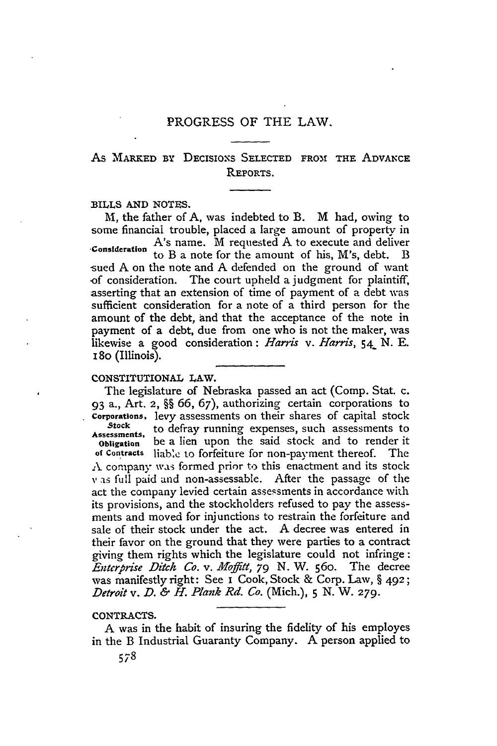# PROGRESS OF THE LAW.

## As Marked by Decisions Selected from the Advance Reports.

### BILLS AND NOTES.

Consideration

M, the father of A, was indebted to B. M had, owing to some financial trouble, placed a large amount of property in A's name. M requested A to execute and deliver to B a note for the amount of his, M's, debt. B sued A on the note and A defended on the ground of want of consideration. The court upheld a judgment for plaintiff, asserting that an extension of time of payment of a debt was sufficient consideration for a note of a third person for the amount of the debt, and that the acceptance of the note in payment of a debt, due from one who is not the maker, was likewise a good consideration: *Harris* v. *Harris*, 54 N. E. 180 (Illinois).

### CONSTITUTIONAL LAW.

Corporations, Stock Assessments, Obligation of Contracts

The legislature of Nebraska passed an act (Comp. Stat. c. 93 a., Art. 2, §§ 66, 67), authorizing certain corporations to levy assessments on their shares of capital stock to defray running expenses, such assessments to be a lien upon the said stock and to render it liable to forfeiture for non-payment thereof. The A company was formed prior to this enactment and its stock was full paid and non-assessable. After the passage of the act the company levied certain assessments in accordance with its provisions, and the stockholders refused to pay the assessments and moved for injunctions to restrain the forfeiture and sale of their stock under the act. A decree was entered in their favor on the ground that they were parties to a contract giving them rights which the legislature could not infringe: *Enterprise Ditch Co.* v. *Moffitt*, 79 N. W. 560. The decree was manifestly right: See 1 Cook, Stock & Corp. Law, § 492; *Detroit* v. *D. & H. Plank Rd. Co.* (Mich.), 5 N. W. 279.

### CONTRACTS.

A was in the habit of insuring the fidelity of his employes in the B Industrial Guaranty Company. A person applied to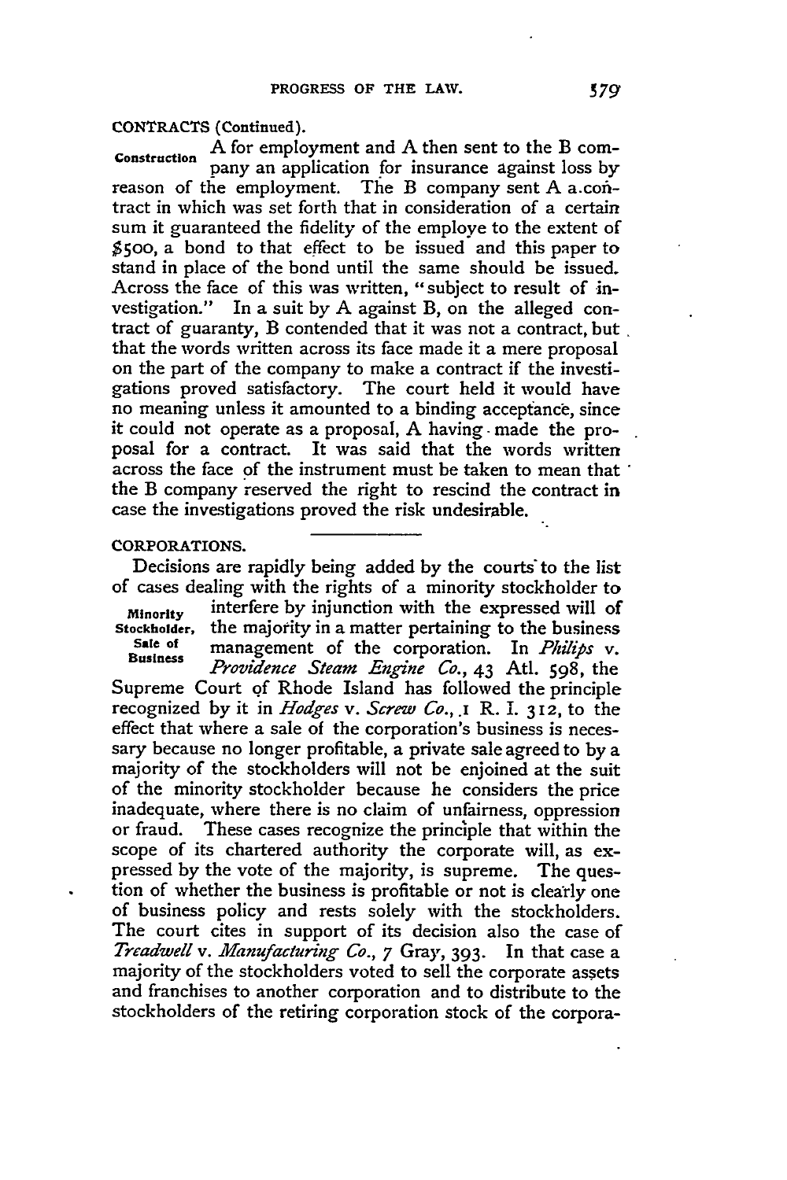CONTRACTS (Continued).

**Construction** A for employment and A then sent to the B company an application for insurance against loss by reason of the employment. The B company sent A a contract in which was set forth that in consideration of a certain sum it guaranteed the fidelity of the employe to the extent of $500, a bond to that effect to be issued and this paper to stand in place of the bond until the same should be issued. Across the face of this was written, "subject to result of investigation." In a suit by A against B, on the alleged contract of guaranty, B contended that it was not a contract, but that the words written across its face made it a mere proposal on the part of the company to make a contract if the investigations proved satisfactory. The court held it would have no meaning unless it amounted to a binding acceptance, since it could not operate as a proposal, A having made the proposal for a contract. It was said that the words written across the face of the instrument must be taken to mean that the B company reserved the right to rescind the contract in case the investigations proved the risk undesirable.

CORPORATIONS.

Decisions are rapidly being added by the courts to the list of cases dealing with the rights of a minority stockholder to interfere by injunction with the expressed will of the majority in a matter pertaining to the business management of the corporation. In *Philips* v. *Providence Steam Engine Co.*, 43 Atl. 598, the Supreme Court of Rhode Island has followed the principle recognized by it in *Hodges* v. *Screw Co.*, 1 R. I. 312, to the effect that where a sale of the corporation's business is necessary because no longer profitable, a private sale agreed to by a majority of the stockholders will not be enjoined at the suit of the minority stockholder because he considers the price inadequate, where there is no claim of unfairness, oppression or fraud. These cases recognize the principle that within the scope of its chartered authority the corporate will, as expressed by the vote of the majority, is supreme. The question of whether the business is profitable or not is clearly one of business policy and rests solely with the stockholders. The court cites in support of its decision also the case of *Treadwell* v. *Manufacturing Co.*, 7 Gray, 393. In that case a majority of the stockholders voted to sell the corporate assets and franchises to another corporation and to distribute to the stockholders of the retiring corporation stock of the corpora-

**Minority Stockholder, Sale of Business**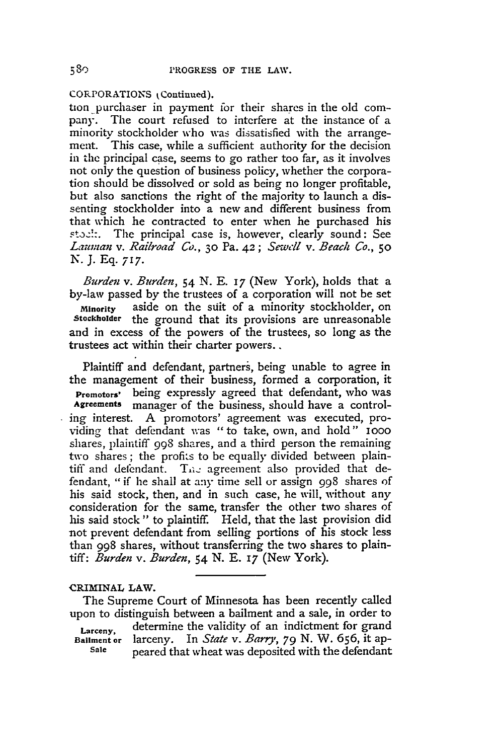CORPORATIONS (Continued).

tion purchaser in payment for their shares in the old company. The court refused to interfere at the instance of a minority stockholder who was dissatisfied with the arrangement. This case, while a sufficient authority for the decision in the principal case, seems to go rather too far, as it involves not only the question of business policy, whether the corporation should be dissolved or sold as being no longer profitable, but also sanctions the right of the majority to launch a dissenting stockholder into a new and different business from that which he contracted to enter when he purchased his stock. The principal case is, however, clearly sound: See *Lauman* v. *Railroad Co.*, 30 Pa. 42; *Sewell* v. *Beach Co.*, 50 N. J. Eq. 717.

**Minority Stockholder**

*Burden* v. *Burden*, 54 N. E. 17 (New York), holds that a by-law passed by the trustees of a corporation will not be set aside on the suit of a minority stockholder, on the ground that its provisions are unreasonable and in excess of the powers of the trustees, so long as the trustees act within their charter powers.

**Promotors' Agreements**

Plaintiff and defendant, partners, being unable to agree in the management of their business, formed a corporation, it being expressly agreed that defendant, who was manager of the business, should have a controlling interest. A promotors' agreement was executed, providing that defendant was "to take, own, and hold" 1000 shares, plaintiff 998 shares, and a third person the remaining two shares; the profits to be equally divided between plaintiff and defendant. The agreement also provided that defendant, "if he shall at any time sell or assign 998 shares of his said stock, then, and in such case, he will, without any consideration for the same, transfer the other two shares of his said stock" to plaintiff. Held, that the last provision did not prevent defendant from selling portions of his stock less than 998 shares, without transferring the two shares to plaintiff: *Burden* v. *Burden*, 54 N. E. 17 (New York).

CRIMINAL LAW.

**Larceny, Bailment or Sale**

The Supreme Court of Minnesota has been recently called upon to distinguish between a bailment and a sale, in order to determine the validity of an indictment for grand larceny. In *State* v. *Barry*, 79 N. W. 656, it appeared that wheat was deposited with the defendant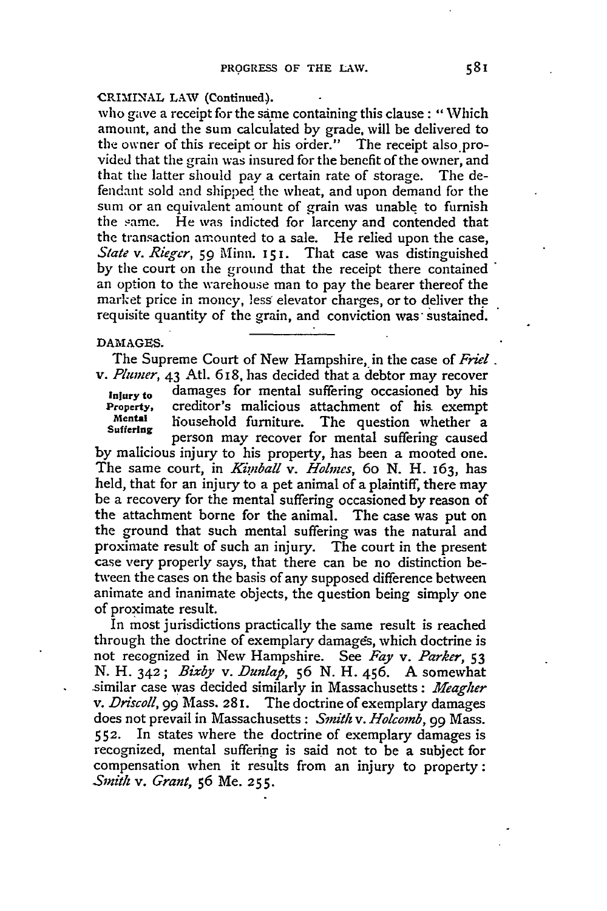CRIMINAL LAW (Continued).

who gave a receipt for the same containing this clause: "Which amount, and the sum calculated by grade, will be delivered to the owner of this receipt or his order." The receipt also provided that the grain was insured for the benefit of the owner, and that the latter should pay a certain rate of storage. The defendant sold and shipped the wheat, and upon demand for the sum or an equivalent amount of grain was unable to furnish the same. He was indicted for larceny and contended that the transaction amounted to a sale. He relied upon the case, *State* v. *Rieger*, 59 Minn. 151. That case was distinguished by the court on the ground that the receipt there contained an option to the warehouse man to pay the bearer thereof the market price in money, less elevator charges, or to deliver the requisite quantity of the grain, and conviction was sustained.

DAMAGES.

**Injury to Property, Mental Suffering**

The Supreme Court of New Hampshire, in the case of *Friel* v. *Plumer*, 43 Atl. 618, has decided that a debtor may recover damages for mental suffering occasioned by his creditor's malicious attachment of his exempt household furniture. The question whether a person may recover for mental suffering caused by malicious injury to his property, has been a mooted one. The same court, in *Kimball* v. *Holmes*, 60 N. H. 163, has held, that for an injury to a pet animal of a plaintiff, there may be a recovery for the mental suffering occasioned by reason of the attachment borne for the animal. The case was put on the ground that such mental suffering was the natural and proximate result of such an injury. The court in the present case very properly says, that there can be no distinction between the cases on the basis of any supposed difference between animate and inanimate objects, the question being simply one of proximate result.

In most jurisdictions practically the same result is reached through the doctrine of exemplary damages, which doctrine is not recognized in New Hampshire. See *Fay* v. *Parker*, 53 N. H. 342; *Bixby* v. *Dunlap*, 56 N. H. 456. A somewhat similar case was decided similarly in Massachusetts: *Meagher* v. *Driscoll*, 99 Mass. 281. The doctrine of exemplary damages does not prevail in Massachusetts: *Smith* v. *Holcomb*, 99 Mass. 552. In states where the doctrine of exemplary damages is recognized, mental suffering is said not to be a subject for compensation when it results from an injury to property: *Smith* v. *Grant*, 56 Me. 255.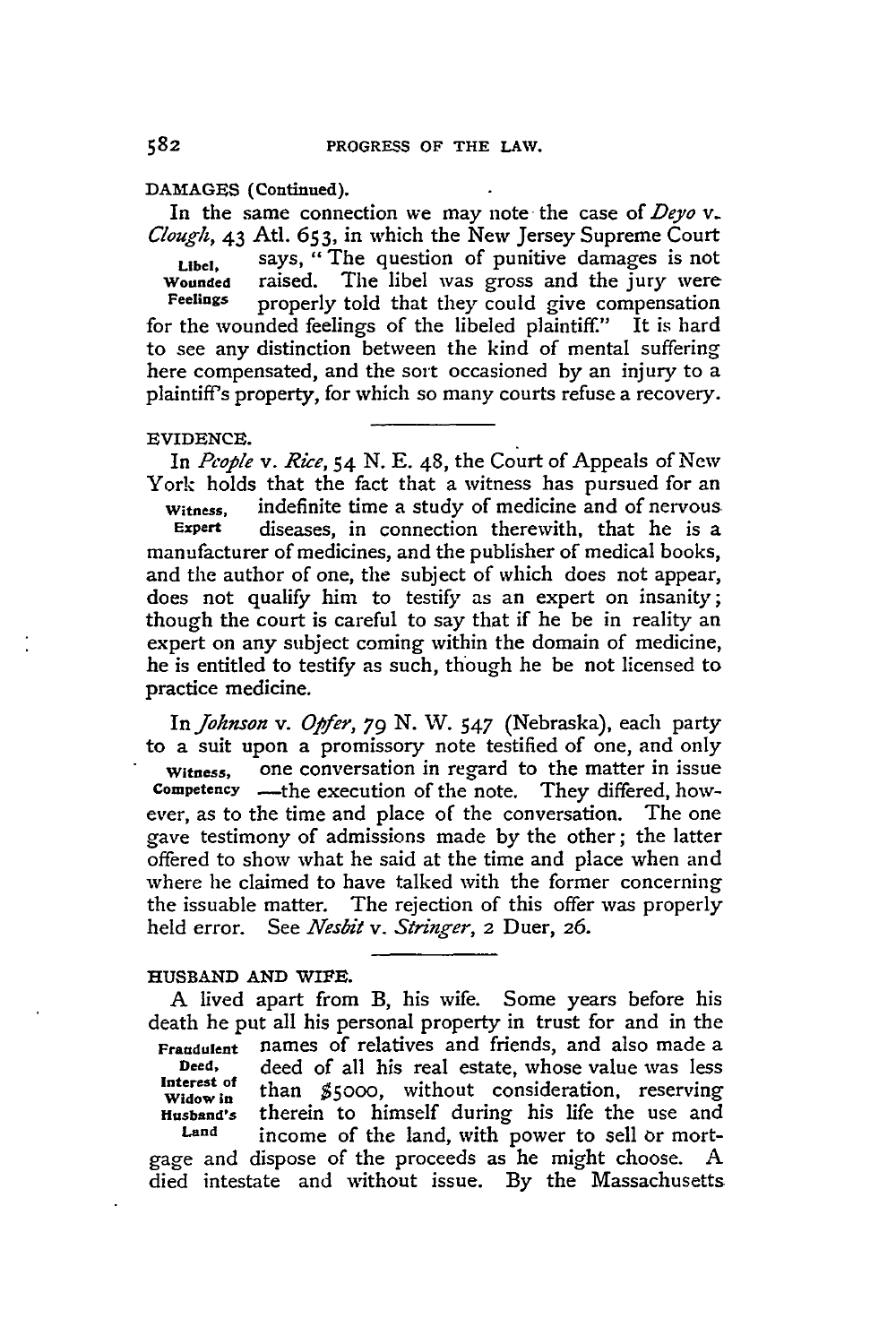DAMAGES (Continued).

In the same connection we may note the case of *Deyo* v. *Clough*, 43 Atl. 653, in which the New Jersey Supreme Court says, "The question of punitive damages is not raised. The libel was gross and the jury were properly told that they could give compensation for the wounded feelings of the libeled plaintiff." It is hard to see any distinction between the kind of mental suffering here compensated, and the sort occasioned by an injury to a plaintiff's property, for which so many courts refuse a recovery.

Libel, Wounded Feelings

EVIDENCE.

In *People* v. *Rice*, 54 N. E. 48, the Court of Appeals of New York holds that the fact that a witness has pursued for an indefinite time a study of medicine and of nervous diseases, in connection therewith, that he is a manufacturer of medicines, and the publisher of medical books, and the author of one, the subject of which does not appear, does not qualify him to testify as an expert on insanity; though the court is careful to say that if he be in reality an expert on any subject coming within the domain of medicine, he is entitled to testify as such, though he be not licensed to practice medicine.

Witness, Expert

In *Johnson* v. *Opfer*, 79 N. W. 547 (Nebraska), each party to a suit upon a promissory note testified of one, and only one conversation in regard to the matter in issue —the execution of the note. They differed, however, as to the time and place of the conversation. The one gave testimony of admissions made by the other; the latter offered to show what he said at the time and place when and where he claimed to have talked with the former concerning the issuable matter. The rejection of this offer was properly held error. See *Nesbit* v. *Stringer*, 2 Duer, 26.

Witness, Competency

HUSBAND AND WIFE.

A lived apart from B, his wife. Some years before his death he put all his personal property in trust for and in the names of relatives and friends, and also made a deed of all his real estate, whose value was less than $5000, without consideration, reserving therein to himself during his life the use and income of the land, with power to sell or mortgage and dispose of the proceeds as he might choose. A died intestate and without issue. By the Massachusetts

Fraudulent Deed, Interest of Widow in Husband's Land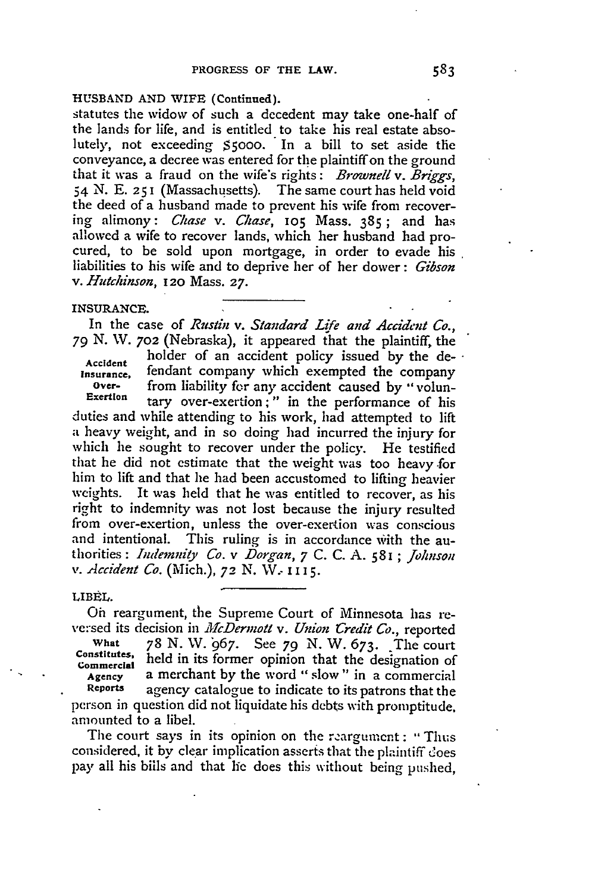HUSBAND AND WIFE (Continued).

statutes the widow of such a decedent may take one-half of the lands for life, and is entitled to take his real estate absolutely, not exceeding $5000. In a bill to set aside the conveyance, a decree was entered for the plaintiff on the ground that it was a fraud on the wife's rights: *Brownell* v. *Briggs*, 54 N. E. 251 (Massachusetts). The same court has held void the deed of a husband made to prevent his wife from recovering alimony: *Chase* v. *Chase*, 105 Mass. 385; and has allowed a wife to recover lands, which her husband had procured, to be sold upon mortgage, in order to evade his liabilities to his wife and to deprive her of her dower: *Gibson* v. *Hutchinson*, 120 Mass. 27.

INSURANCE.

**Accident Insurance, Over-Exertion**

In the case of *Rustin* v. *Standard Life and Accident Co.*, 79 N. W. 702 (Nebraska), it appeared that the plaintiff, the holder of an accident policy issued by the defendant company which exempted the company from liability for any accident caused by "voluntary over-exertion;" in the performance of his duties and while attending to his work, had attempted to lift a heavy weight, and in so doing had incurred the injury for which he sought to recover under the policy. He testified that he did not estimate that the weight was too heavy for him to lift and that he had been accustomed to lifting heavier weights. It was held that he was entitled to recover, as his right to indemnity was not lost because the injury resulted from over-exertion, unless the over-exertion was conscious and intentional. This ruling is in accordance with the authorities: *Indemnity Co.* v *Dorgan*, 7 C. C. A. 581; *Johnson* v. *Accident Co.* (Mich.), 72 N. W. 1115.

LIBEL.

**What Constitutes, Commercial Agency Reports**

On reargument, the Supreme Court of Minnesota has reversed its decision in *McDermott* v. *Union Credit Co.*, reported 78 N. W. 967. See 79 N. W. 673. The court held in its former opinion that the designation of a merchant by the word "slow" in a commercial agency catalogue to indicate to its patrons that the person in question did not liquidate his debts with promptitude, amounted to a libel.

The court says in its opinion on the reargument: "Thus considered, it by clear implication asserts that the plaintiff does pay all his bills and that he does this without being pushed,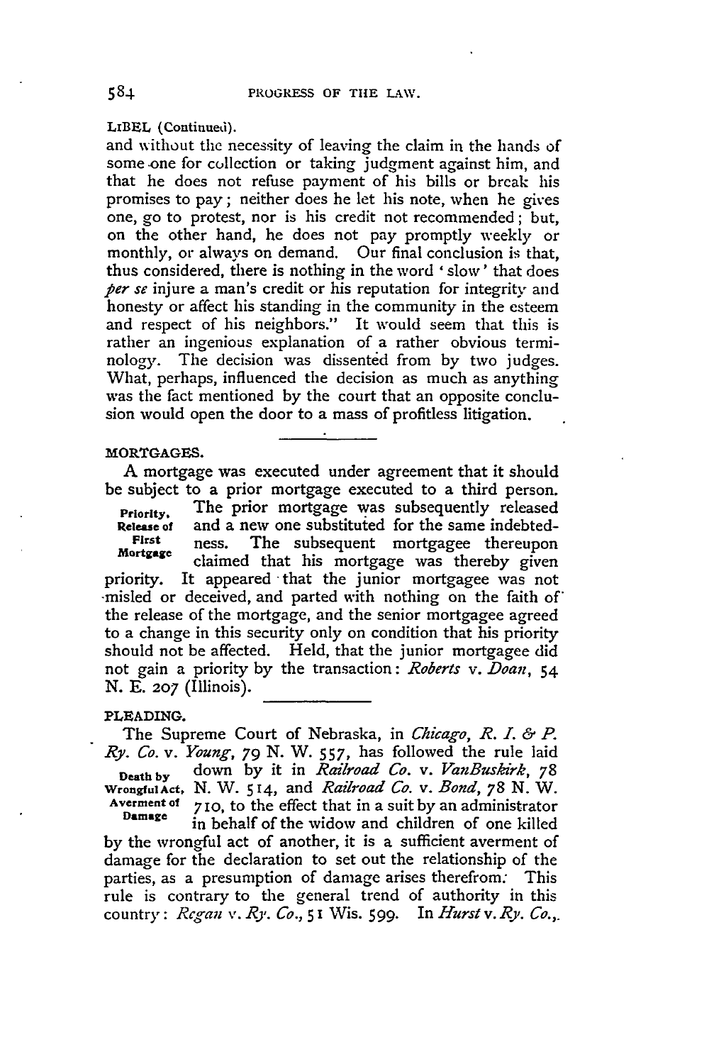LIBEL (Continued).

and without the necessity of leaving the claim in the hands of some one for collection or taking judgment against him, and that he does not refuse payment of his bills or break his promises to pay; neither does he let his note, when he gives one, go to protest, nor is his credit not recommended; but, on the other hand, he does not pay promptly weekly or monthly, or always on demand. Our final conclusion is that, thus considered, there is nothing in the word 'slow' that does *per se* injure a man's credit or his reputation for integrity and honesty or affect his standing in the community in the esteem and respect of his neighbors." It would seem that this is rather an ingenious explanation of a rather obvious terminology. The decision was dissented from by two judges. What, perhaps, influenced the decision as much as anything was the fact mentioned by the court that an opposite conclusion would open the door to a mass of profitless litigation.

## MORTGAGES.

**Priority, Release of First Mortgage**

A mortgage was executed under agreement that it should be subject to a prior mortgage executed to a third person. The prior mortgage was subsequently released and a new one substituted for the same indebtedness. The subsequent mortgagee thereupon claimed that his mortgage was thereby given priority. It appeared that the junior mortgagee was not misled or deceived, and parted with nothing on the faith of the release of the mortgage, and the senior mortgagee agreed to a change in this security only on condition that his priority should not be affected. Held, that the junior mortgagee did not gain a priority by the transaction: *Roberts* v. *Doan*, 54 N. E. 207 (Illinois).

## PLEADING.

**Death by Wrongful Act, Averment of Damage**

The Supreme Court of Nebraska, in *Chicago, R. I. & P. Ry. Co.* v. *Young*, 79 N. W. 557, has followed the rule laid down by it in *Railroad Co.* v. *VanBuskirk*, 78 N. W. 514, and *Railroad Co.* v. *Bond*, 78 N. W. 710, to the effect that in a suit by an administrator in behalf of the widow and children of one killed by the wrongful act of another, it is a sufficient averment of damage for the declaration to set out the relationship of the parties, as a presumption of damage arises therefrom. This rule is contrary to the general trend of authority in this country: *Regan* v. *Ry. Co.*, 51 Wis. 599. In *Hurst* v. *Ry. Co.*,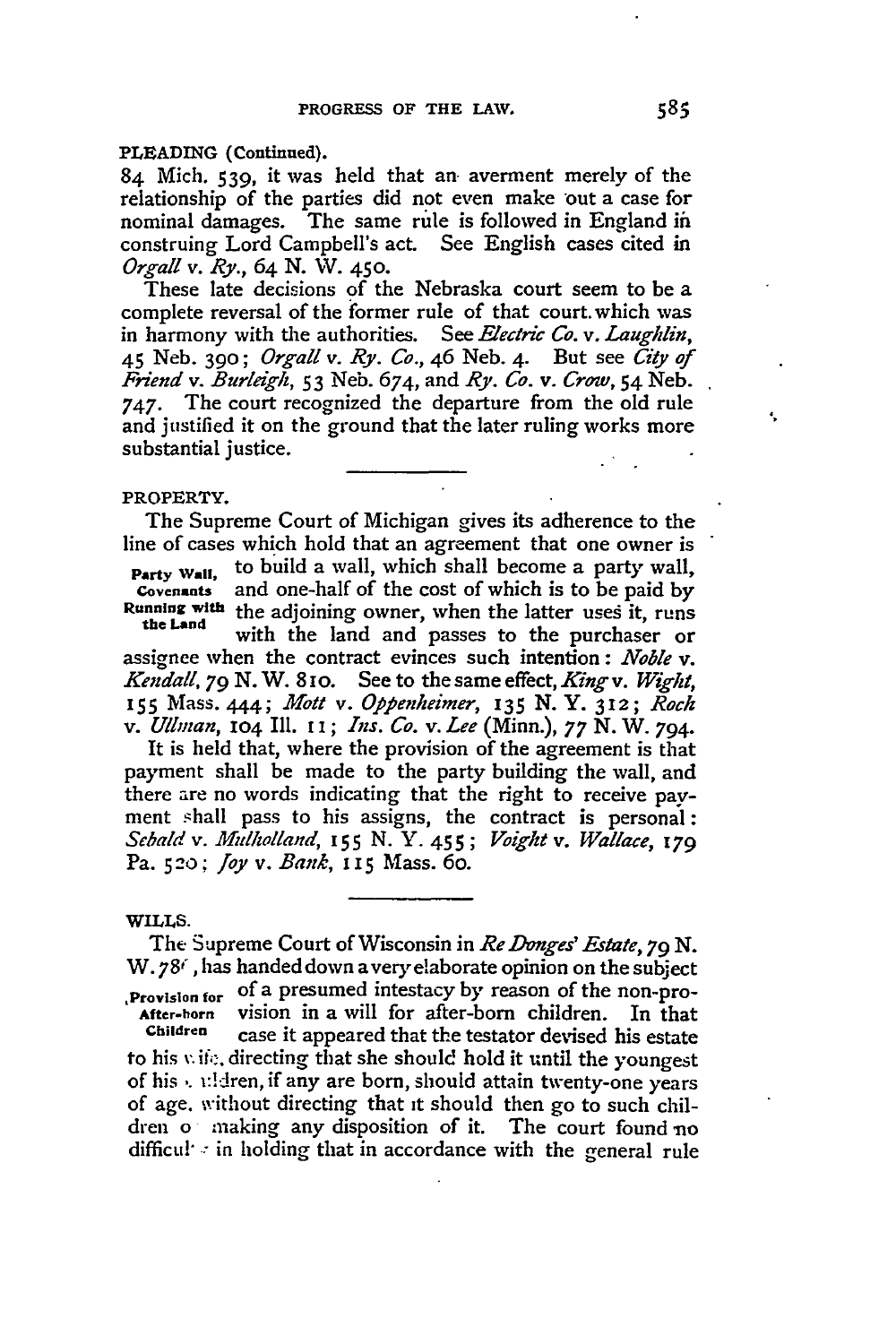PLEADING (Continued).

84 Mich. 539, it was held that an averment merely of the relationship of the parties did not even make out a case for nominal damages. The same rule is followed in England in construing Lord Campbell's act. See English cases cited in *Orgall* v. *Ry.*, 64 N. W. 450.

These late decisions of the Nebraska court seem to be a complete reversal of the former rule of that court which was in harmony with the authorities. See *Electric Co.* v. *Laughlin*, 45 Neb. 390; *Orgall* v. *Ry. Co.*, 46 Neb. 4. But see *City of Friend* v. *Burleigh*, 53 Neb. 674, and *Ry. Co.* v. *Crow*, 54 Neb. 747. The court recognized the departure from the old rule and justified it on the ground that the later ruling works more substantial justice.

---

PROPERTY.

**Party Wall, Covenants Running with the Land**

The Supreme Court of Michigan gives its adherence to the line of cases which hold that an agreement that one owner is to build a wall, which shall become a party wall, and one-half of the cost of which is to be paid by the adjoining owner, when the latter uses it, runs with the land and passes to the purchaser or assignee when the contract evinces such intention: *Noble* v. *Kendall*, 79 N. W. 810. See to the same effect, *King* v. *Wight*, 155 Mass. 444; *Mott* v. *Oppenheimer*, 135 N. Y. 312; *Roch* v. *Ullman*, 104 Ill. 11; *Ins. Co.* v. *Lee* (Minn.), 77 N. W. 794.

It is held that, where the provision of the agreement is that payment shall be made to the party building the wall, and there are no words indicating that the right to receive payment shall pass to his assigns, the contract is personal: *Sebald* v. *Mulholland*, 155 N. Y. 455; *Voight* v. *Wallace*, 179 Pa. 520; *Joy* v. *Bank*, 115 Mass. 60.

---

WILLS.

**Provision for After-born Children**

The Supreme Court of Wisconsin in *Re Donges' Estate*, 79 N. W. 786, has handed down a very elaborate opinion on the subject of a presumed intestacy by reason of the non-provision in a will for after-born children. In that case it appeared that the testator devised his estate to his wife, directing that she should hold it until the youngest of his children, if any are born, should attain twenty-one years of age, without directing that it should then go to such children or making any disposition of it. The court found no difficulty in holding that in accordance with the general rule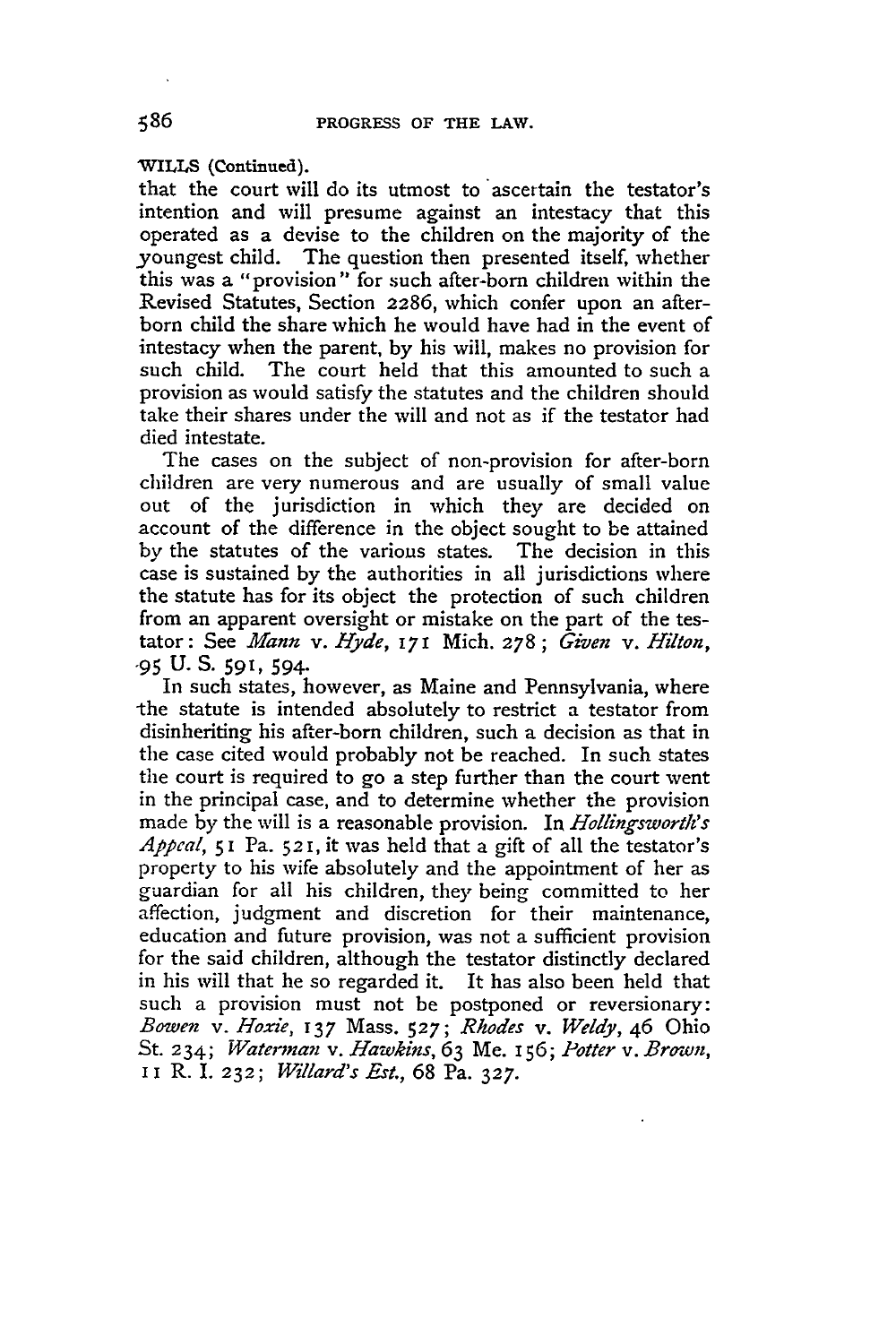WILLS (Continued).

that the court will do its utmost to ascertain the testator's intention and will presume against an intestacy that this operated as a devise to the children on the majority of the youngest child. The question then presented itself, whether this was a "provision" for such after-born children within the Revised Statutes, Section 2286, which confer upon an after-born child the share which he would have had in the event of intestacy when the parent, by his will, makes no provision for such child. The court held that this amounted to such a provision as would satisfy the statutes and the children should take their shares under the will and not as if the testator had died intestate.

The cases on the subject of non-provision for after-born children are very numerous and are usually of small value out of the jurisdiction in which they are decided on account of the difference in the object sought to be attained by the statutes of the various states. The decision in this case is sustained by the authorities in all jurisdictions where the statute has for its object the protection of such children from an apparent oversight or mistake on the part of the testator: See *Mann* v. *Hyde*, 171 Mich. 278; *Given* v. *Hilton*, 95 U. S. 591, 594.

In such states, however, as Maine and Pennsylvania, where the statute is intended absolutely to restrict a testator from disinheriting his after-born children, such a decision as that in the case cited would probably not be reached. In such states the court is required to go a step further than the court went in the principal case, and to determine whether the provision made by the will is a reasonable provision. In *Hollingsworth's Appeal*, 51 Pa. 521, it was held that a gift of all the testator's property to his wife absolutely and the appointment of her as guardian for all his children, they being committed to her affection, judgment and discretion for their maintenance, education and future provision, was not a sufficient provision for the said children, although the testator distinctly declared in his will that he so regarded it. It has also been held that such a provision must not be postponed or reversionary: *Bowen* v. *Hoxie*, 137 Mass. 527; *Rhodes* v. *Weldy*, 46 Ohio St. 234; *Waterman* v. *Hawkins*, 63 Me. 156; *Potter* v. *Brown*, 11 R. I. 232; *Willard's Est.*, 68 Pa. 327.